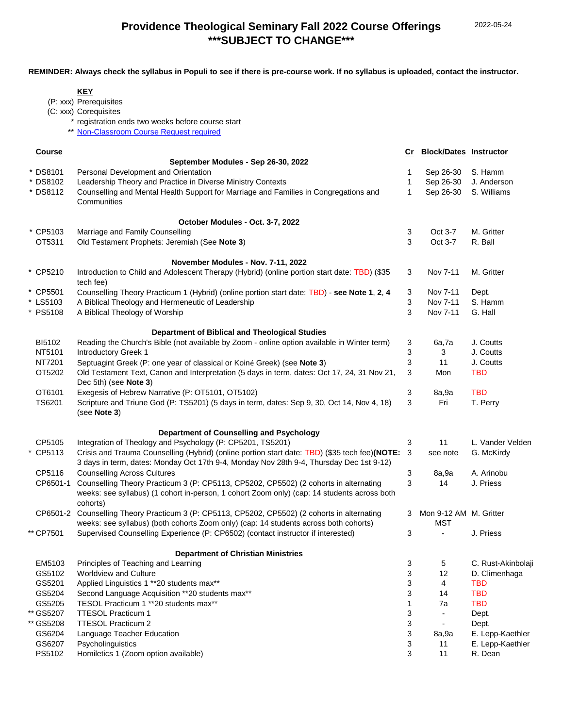# Providence Theological Seminary Fall 2022 Course Offerings
## ***SUBJECT TO CHANGE***

2022-05-24

**REMINDER: Always check the syllabus in Populi to see if there is pre-course work. If no syllabus is uploaded, contact the instructor.**

**KEY**

- (P: xxx) Prerequisites
- (C: xxx) Corequisites
- * registration ends two weeks before course start
- ** Non-Classroom Course Request required

| Course | | Cr | Block/Dates | Instructor |
|---|---|---|---|---|
| | **September Modules - Sep 26-30, 2022** | | | |
| * DS8101 | Personal Development and Orientation | 1 | Sep 26-30 | S. Hamm |
| * DS8102 | Leadership Theory and Practice in Diverse Ministry Contexts | 1 | Sep 26-30 | J. Anderson |
| * DS8112 | Counselling and Mental Health Support for Marriage and Families in Congregations and Communities | 1 | Sep 26-30 | S. Williams |
| | **October Modules - Oct. 3-7, 2022** | | | |
| * CP5103 | Marriage and Family Counselling | 3 | Oct 3-7 | M. Gritter |
| OT5311 | Old Testament Prophets: Jeremiah (See **Note 3**) | 3 | Oct 3-7 | R. Ball |
| | **November Modules - Nov. 7-11, 2022** | | | |
| * CP5210 | Introduction to Child and Adolescent Therapy (Hybrid) (online portion start date: TBD) ($35 tech fee) | 3 | Nov 7-11 | M. Gritter |
| * CP5501 | Counselling Theory Practicum 1 (Hybrid) (online portion start date: TBD) - **see Note 1**, **2**, **4** | 3 | Nov 7-11 | Dept. |
| * LS5103 | A Biblical Theology and Hermeneutic of Leadership | 3 | Nov 7-11 | S. Hamm |
| * PS5108 | A Biblical Theology of Worship | 3 | Nov 7-11 | G. Hall |
| | **Department of Biblical and Theological Studies** | | | |
| BI5102 | Reading the Church's Bible (not available by Zoom - online option available in Winter term) | 3 | 6a,7a | J. Coutts |
| NT5101 | Introductory Greek 1 | 3 | 3 | J. Coutts |
| NT7201 | Septuagint Greek (P: one year of classical or Koiné Greek) (see **Note 3**) | 3 | 11 | J. Coutts |
| OT5202 | Old Testament Text, Canon and Interpretation (5 days in term, dates: Oct 17, 24, 31 Nov 21, Dec 5th) (see **Note 3**) | 3 | Mon | TBD |
| OT6101 | Exegesis of Hebrew Narrative (P: OT5101, OT5102) | 3 | 8a,9a | TBD |
| TS6201 | Scripture and Triune God (P: TS5201) (5 days in term, dates: Sep 9, 30, Oct 14, Nov 4, 18) (see **Note 3**) | 3 | Fri | T. Perry |
| | **Department of Counselling and Psychology** | | | |
| CP5105 | Integration of Theology and Psychology (P: CP5201, TS5201) | 3 | 11 | L. Vander Velden |
| * CP5113 | Crisis and Trauma Counselling (Hybrid) (online portion start date: TBD) ($35 tech fee)**(NOTE:** 3 days in term, dates: Monday Oct 17th 9-4, Monday Nov 28th 9-4, Thursday Dec 1st 9-12) | 3 | see note | G. McKirdy |
| CP5116 | Counselling Across Cultures | 3 | 8a,9a | A. Arinobu |
| CP6501-1 | Counselling Theory Practicum 3 (P: CP5113, CP5202, CP5502) (2 cohorts in alternating weeks: see syllabus) (1 cohort in-person, 1 cohort Zoom only) (cap: 14 students across both cohorts) | 3 | 14 | J. Priess |
| CP6501-2 | Counselling Theory Practicum 3 (P: CP5113, CP5202, CP5502) (2 cohorts in alternating weeks: see syllabus) (both cohorts Zoom only) (cap: 14 students across both cohorts) | 3 | Mon 9-12 AM MST | M. Gritter |
| ** CP7501 | Supervised Counselling Experience (P: CP6502) (contact instructor if interested) | 3 | - | J. Priess |
| | **Department of Christian Ministries** | | | |
| EM5103 | Principles of Teaching and Learning | 3 | 5 | C. Rust-Akinbolaji |
| GS5102 | Worldview and Culture | 3 | 12 | D. Climenhaga |
| GS5201 | Applied Linguistics 1 **20 students max** | 3 | 4 | TBD |
| GS5204 | Second Language Acquisition **20 students max** | 3 | 14 | TBD |
| GS5205 | TESOL Practicum 1 **20 students max** | 1 | 7a | TBD |
| ** GS5207 | TTESOL Practicum 1 | 3 | - | Dept. |
| ** GS5208 | TTESOL Practicum 2 | 3 | - | Dept. |
| GS6204 | Language Teacher Education | 3 | 8a,9a | E. Lepp-Kaethler |
| GS6207 | Psycholinguistics | 3 | 11 | E. Lepp-Kaethler |
| PS5102 | Homiletics 1 (Zoom option available) | 3 | 11 | R. Dean |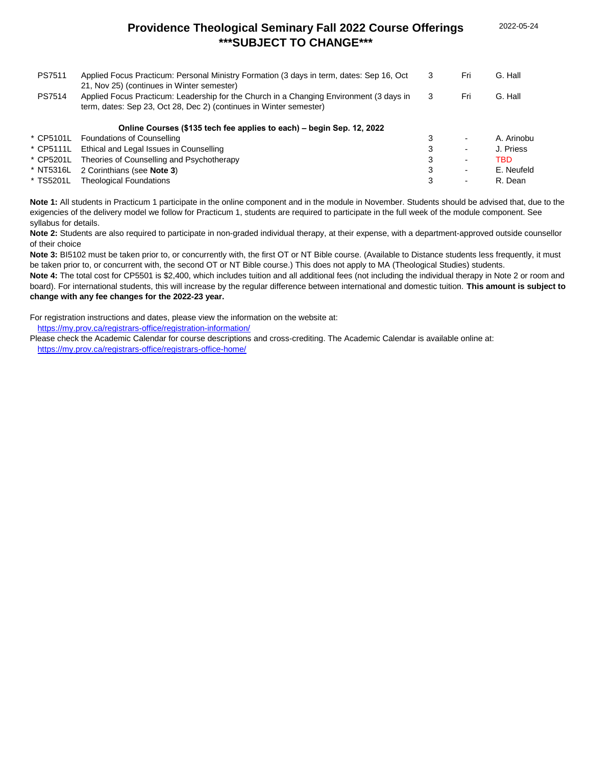# Providence Theological Seminary Fall 2022 Course Offerings
## ***SUBJECT TO CHANGE***

2022-05-24

| | | | | |
|---|---|---|---|---|
| PS7511 | Applied Focus Practicum: Personal Ministry Formation (3 days in term, dates: Sep 16, Oct 21, Nov 25) (continues in Winter semester) | 3 | Fri | G. Hall |
| PS7514 | Applied Focus Practicum: Leadership for the Church in a Changing Environment (3 days in term, dates: Sep 23, Oct 28, Dec 2) (continues in Winter semester) | 3 | Fri | G. Hall |
| | **Online Courses ($135 tech fee applies to each) – begin Sep. 12, 2022** | | | |
| * CP5101L | Foundations of Counselling | 3 | - | A. Arinobu |
| * CP5111L | Ethical and Legal Issues in Counselling | 3 | - | J. Priess |
| * CP5201L | Theories of Counselling and Psychotherapy | 3 | - | TBD |
| * NT5316L | 2 Corinthians (see **Note 3**) | 3 | - | E. Neufeld |
| * TS5201L | Theological Foundations | 3 | - | R. Dean |

**Note 1:** All students in Practicum 1 participate in the online component and in the module in November. Students should be advised that, due to the exigencies of the delivery model we follow for Practicum 1, students are required to participate in the full week of the module component. See syllabus for details.

**Note 2:** Students are also required to participate in non-graded individual therapy, at their expense, with a department-approved outside counsellor of their choice

**Note 3:** BI5102 must be taken prior to, or concurrently with, the first OT or NT Bible course. (Available to Distance students less frequently, it must be taken prior to, or concurrent with, the second OT or NT Bible course.) This does not apply to MA (Theological Studies) students.

**Note 4:** The total cost for CP5501 is $2,400, which includes tuition and all additional fees (not including the individual therapy in Note 2 or room and board). For international students, this will increase by the regular difference between international and domestic tuition. **This amount is subject to change with any fee changes for the 2022-23 year.**

For registration instructions and dates, please view the information on the website at:
https://my.prov.ca/registrars-office/registration-information/

Please check the Academic Calendar for course descriptions and cross-crediting. The Academic Calendar is available online at:
https://my.prov.ca/registrars-office/registrars-office-home/